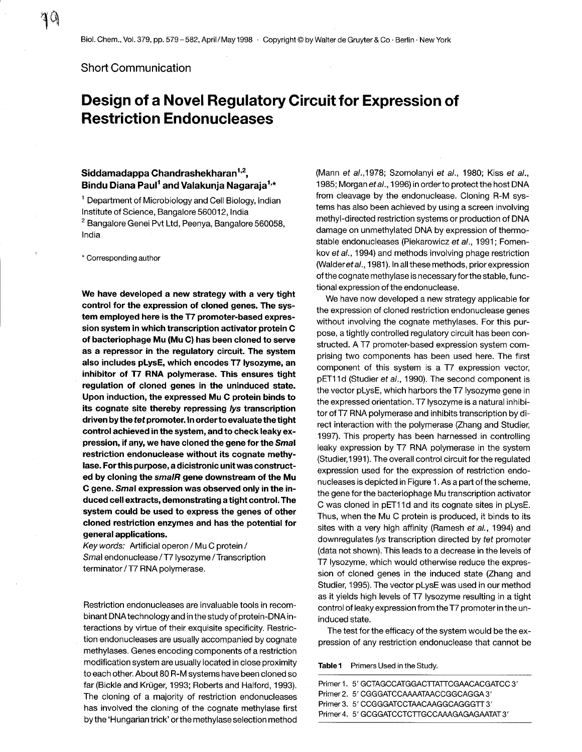Short Communication

# Design of a Novel Regulatory Circuit for Expression of Restriction Endonucleases

**Siddamadappa Chandrashekharan[1,2], Bindu Diana Paul[1] and Valakunja Nagaraja[1,*]**

[1] Department of Microbiology and Cell Biology, Indian Institute of Science, Bangalore 560012, India

[2] Bangalore Genei Pvt Ltd, Peenya, Bangalore 560058, India

* Corresponding author

**We have developed a new strategy with a very tight control for the expression of cloned genes. The system employed here is the T7 promoter-based expression system in which transcription activator protein C of bacteriophage Mu (Mu C) has been cloned to serve as a repressor in the regulatory circuit. The system also includes pLysE, which encodes T7 lysozyme, an inhibitor of T7 RNA polymerase. This ensures tight regulation of cloned genes in the uninduced state. Upon induction, the expressed Mu C protein binds to its cognate site thereby repressing *lys* transcription driven by the *tet* promoter. In order to evaluate the tight control achieved in the system, and to check leaky expression, if any, we have cloned the gene for the *SmaI* restriction endonuclease without its cognate methylase. For this purpose, a dicistronic unit was constructed by cloning the *smaIR* gene downstream of the Mu C gene. *SmaI* expression was observed only in the induced cell extracts, demonstrating a tight control. The system could be used to express the genes of other cloned restriction enzymes and has the potential for general applications.**

*Key words:* Artificial operon / Mu C protein / *SmaI* endonuclease / T7 lysozyme / Transcription terminator / T7 RNA polymerase.

Restriction endonucleases are invaluable tools in recombinant DNA technology and in the study of protein-DNA interactions by virtue of their exquisite specificity. Restriction endonucleases are usually accompanied by cognate methylases. Genes encoding components of a restriction modification system are usually located in close proximity to each other. About 80 R-M systems have been cloned so far (Bickle and Krüger, 1993; Roberts and Halford, 1993). The cloning of a majority of restriction endonucleases has involved the cloning of the cognate methylase first by the 'Hungarian trick' or the methylase selection method (Mann *et al.*,1978; Szomolanyi *et al.*, 1980; Kiss *et al.*, 1985; Morgan *et al.*, 1996) in order to protect the host DNA from cleavage by the endonuclease. Cloning R-M systems has also been achieved by using a screen involving methyl-directed restriction systems or production of DNA damage on unmethylated DNA by expression of thermostable endonucleases (Piekarowicz *et al.*, 1991; Fomenkov *et al.*, 1994) and methods involving phage restriction (Walder *et al.*, 1981). In all these methods, prior expression of the cognate methylase is necessary for the stable, functional expression of the endonuclease.

We have now developed a new strategy applicable for the expression of cloned restriction endonuclease genes without involving the cognate methylases. For this purpose, a tightly controlled regulatory circuit has been constructed. A T7 promoter-based expression system comprising two components has been used here. The first component of this system is a T7 expression vector, pET11d (Studier *et al.*, 1990). The second component is the vector pLysE, which harbors the T7 lysozyme gene in the expressed orientation. T7 lysozyme is a natural inhibitor of T7 RNA polymerase and inhibits transcription by direct interaction with the polymerase (Zhang and Studier, 1997). This property has been harnessed in controlling leaky expression by T7 RNA polymerase in the system (Studier,1991). The overall control circuit for the regulated expression used for the expression of restriction endonucleases is depicted in Figure 1. As a part of the scheme, the gene for the bacteriophage Mu transcription activator C was cloned in pET11d and its cognate sites in pLysE. Thus, when the Mu C protein is produced, it binds to its sites with a very high affinity (Ramesh *et al.*, 1994) and downregulates *lys* transcription directed by *tet* promoter (data not shown). This leads to a decrease in the levels of T7 lysozyme, which would otherwise reduce the expression of cloned genes in the induced state (Zhang and Studier, 1995). The vector pLysE was used in our method as it yields high levels of T7 lysozyme resulting in a tight control of leaky expression from the T7 promoter in the uninduced state.

The test for the efficacy of the system would be the expression of any restriction endonuclease that cannot be

**Table 1** Primers Used in the Study.

| | |
|---|---|
| Primer 1. | 5′ GCTAGCCATGGACTTATTCGAACACGATCC 3′ |
| Primer 2. | 5′ CGGGATCCAAAATAACCGGCAGGA 3′ |
| Primer 3. | 5′ CCGGGATCCTAACAAGGCAGGGTT 3′ |
| Primer 4. | 5′ GCGGATCCTCTTGCCAAAGAGAGAATAT 3′ |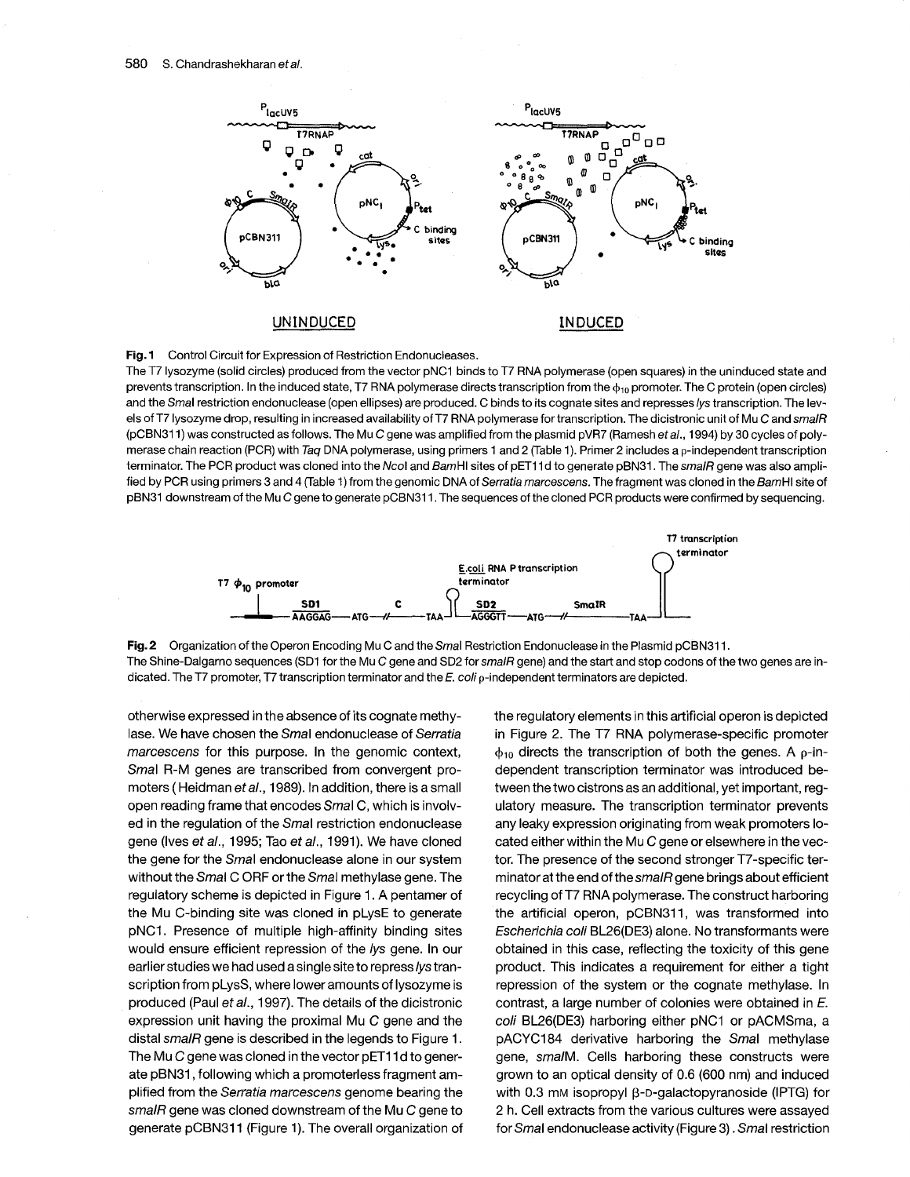**Fig. 1** Control Circuit for Expression of Restriction Endonucleases.
The T7 lysozyme (solid circles) produced from the vector pNC1 binds to T7 RNA polymerase (open squares) in the uninduced state and prevents transcription. In the induced state, T7 RNA polymerase directs transcription from the $\phi_{10}$ promoter. The C protein (open circles) and the *Sma*I restriction endonuclease (open ellipses) are produced. C binds to its cognate sites and represses *lys* transcription. The levels of T7 lysozyme drop, resulting in increased availability of T7 RNA polymerase for transcription. The dicistronic unit of Mu C and *smaIR* (pCBN311) was constructed as follows. The Mu C gene was amplified from the plasmid pVR7 (Ramesh *et al.*, 1994) by 30 cycles of polymerase chain reaction (PCR) with *Taq* DNA polymerase, using primers 1 and 2 (Table 1). Primer 2 includes a ρ-independent transcription terminator. The PCR product was cloned into the *Nco*I and *Bam*HI sites of pET11d to generate pBN31. The *smaIR* gene was also amplified by PCR using primers 3 and 4 (Table 1) from the genomic DNA of *Serratia marcescens*. The fragment was cloned in the *Bam*HI site of pBN31 downstream of the Mu C gene to generate pCBN311. The sequences of the cloned PCR products were confirmed by sequencing.

**Fig. 2** Organization of the Operon Encoding Mu C and the *Sma*I Restriction Endonuclease in the Plasmid pCBN311.
The Shine-Dalgarno sequences (SD1 for the Mu C gene and SD2 for *smaIR* gene) and the start and stop codons of the two genes are indicated. The T7 promoter, T7 transcription terminator and the *E. coli* ρ-independent terminators are depicted.

otherwise expressed in the absence of its cognate methylase. We have chosen the *Sma*I endonuclease of *Serratia marcescens* for this purpose. In the genomic context, *Sma*I R-M genes are transcribed from convergent promoters (Heidman *et al.*, 1989). In addition, there is a small open reading frame that encodes *Sma*I C, which is involved in the regulation of the *Sma*I restriction endonuclease gene (Ives *et al.*, 1995; Tao *et al.*, 1991). We have cloned the gene for the *Sma*I endonuclease alone in our system without the *Sma*I C ORF or the *Sma*I methylase gene. The regulatory scheme is depicted in Figure 1. A pentamer of the Mu C-binding site was cloned in pLysE to generate pNC1. Presence of multiple high-affinity binding sites would ensure efficient repression of the *lys* gene. In our earlier studies we had used a single site to repress *lys* transcription from pLysS, where lower amounts of lysozyme is produced (Paul *et al.*, 1997). The details of the dicistronic expression unit having the proximal Mu *C* gene and the distal *smaIR* gene is described in the legends to Figure 1. The Mu *C* gene was cloned in the vector pET11d to generate pBN31, following which a promoterless fragment amplified from the *Serratia marcescens* genome bearing the *smaIR* gene was cloned downstream of the Mu *C* gene to generate pCBN311 (Figure 1). The overall organization of the regulatory elements in this artificial operon is depicted in Figure 2. The T7 RNA polymerase-specific promoter $\phi_{10}$ directs the transcription of both the genes. A ρ-independent transcription terminator was introduced between the two cistrons as an additional, yet important, regulatory measure. The transcription terminator prevents any leaky expression originating from weak promoters located either within the Mu C gene or elsewhere in the vector. The presence of the second stronger T7-specific terminator at the end of the *smaIR* gene brings about efficient recycling of T7 RNA polymerase. The construct harboring the artificial operon, pCBN311, was transformed into *Escherichia coli* BL26(DE3) alone. No transformants were obtained in this case, reflecting the toxicity of this gene product. This indicates a requirement for either a tight repression of the system or the cognate methylase. In contrast, a large number of colonies were obtained in *E. coli* BL26(DE3) harboring either pNC1 or pACMSma, a pACYC184 derivative harboring the *Sma*I methylase gene, *smaIM*. Cells harboring these constructs were grown to an optical density of 0.6 (600 nm) and induced with 0.3 mM isopropyl β-D-galactopyranoside (IPTG) for 2 h. Cell extracts from the various cultures were assayed for *Sma*I endonuclease activity (Figure 3). *Sma*I restriction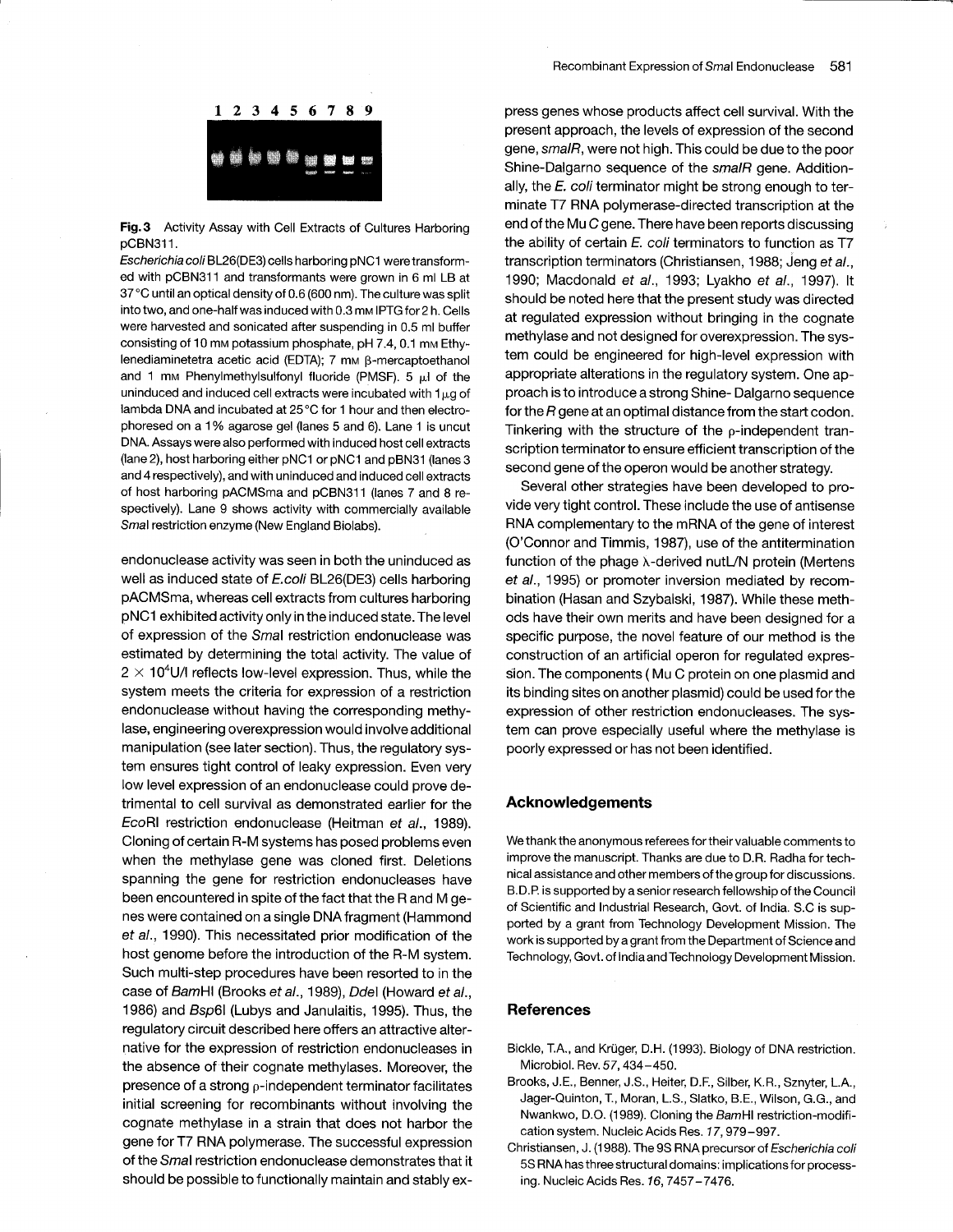**Fig. 3** Activity Assay with Cell Extracts of Cultures Harboring pCBN311.

*Escherichia coli* BL26(DE3) cells harboring pNC1 were transformed with pCBN311 and transformants were grown in 6 ml LB at 37 °C until an optical density of 0.6 (600 nm). The culture was split into two, and one-half was induced with 0.3 mM IPTG for 2 h. Cells were harvested and sonicated after suspending in 0.5 ml buffer consisting of 10 mM potassium phosphate, pH 7.4, 0.1 mM Ethylenediaminetetra acetic acid (EDTA); 7 mM β-mercaptoethanol and 1 mM Phenylmethylsulfonyl fluoride (PMSF). 5 μl of the uninduced and induced cell extracts were incubated with 1 μg of lambda DNA and incubated at 25 °C for 1 hour and then electrophoresed on a 1% agarose gel (lanes 5 and 6). Lane 1 is uncut DNA. Assays were also performed with induced host cell extracts (lane 2), host harboring either pNC1 or pNC1 and pBN31 (lanes 3 and 4 respectively), and with uninduced and induced cell extracts of host harboring pACMSma and pCBN311 (lanes 7 and 8 respectively). Lane 9 shows activity with commercially available *Sma*I restriction enzyme (New England Biolabs).

endonuclease activity was seen in both the uninduced as well as induced state of *E.coli* BL26(DE3) cells harboring pACMSma, whereas cell extracts from cultures harboring pNC1 exhibited activity only in the induced state. The level of expression of the *Sma*I restriction endonuclease was estimated by determining the total activity. The value of $2 \times 10^4$U/l reflects low-level expression. Thus, while the system meets the criteria for expression of a restriction endonuclease without having the corresponding methylase, engineering overexpression would involve additional manipulation (see later section). Thus, the regulatory system ensures tight control of leaky expression. Even very low level expression of an endonuclease could prove detrimental to cell survival as demonstrated earlier for the *Eco*RI restriction endonuclease (Heitman *et al.*, 1989). Cloning of certain R-M systems has posed problems even when the methylase gene was cloned first. Deletions spanning the gene for restriction endonucleases have been encountered in spite of the fact that the R and M genes were contained on a single DNA fragment (Hammond *et al.*, 1990). This necessitated prior modification of the host genome before the introduction of the R-M system. Such multi-step procedures have been resorted to in the case of *Bam*HI (Brooks *et al.*, 1989), *Dde*I (Howard *et al.*, 1986) and *Bsp*6I (Lubys and Janulaitis, 1995). Thus, the regulatory circuit described here offers an attractive alternative for the expression of restriction endonucleases in the absence of their cognate methylases. Moreover, the presence of a strong ρ-independent terminator facilitates initial screening for recombinants without involving the cognate methylase in a strain that does not harbor the gene for T7 RNA polymerase. The successful expression of the *Sma*I restriction endonuclease demonstrates that it should be possible to functionally maintain and stably express genes whose products affect cell survival. With the present approach, the levels of expression of the second gene, *smaIR*, were not high. This could be due to the poor Shine-Dalgarno sequence of the *smaIR* gene. Additionally, the *E. coli* terminator might be strong enough to terminate T7 RNA polymerase-directed transcription at the end of the Mu C gene. There have been reports discussing the ability of certain *E. coli* terminators to function as T7 transcription terminators (Christiansen, 1988; Jeng *et al.*, 1990; Macdonald *et al.*, 1993; Lyakho *et al.*, 1997). It should be noted here that the present study was directed at regulated expression without bringing in the cognate methylase and not designed for overexpression. The system could be engineered for high-level expression with appropriate alterations in the regulatory system. One approach is to introduce a strong Shine- Dalgarno sequence for the *R* gene at an optimal distance from the start codon. Tinkering with the structure of the ρ-independent transcription terminator to ensure efficient transcription of the second gene of the operon would be another strategy.

Several other strategies have been developed to provide very tight control. These include the use of antisense RNA complementary to the mRNA of the gene of interest (O'Connor and Timmis, 1987), use of the antitermination function of the phage λ-derived nutL/N protein (Mertens *et al.*, 1995) or promoter inversion mediated by recombination (Hasan and Szybalski, 1987). While these methods have their own merits and have been designed for a specific purpose, the novel feature of our method is the construction of an artificial operon for regulated expression. The components ( Mu C protein on one plasmid and its binding sites on another plasmid) could be used for the expression of other restriction endonucleases. The system can prove especially useful where the methylase is poorly expressed or has not been identified.

## Acknowledgements

We thank the anonymous referees for their valuable comments to improve the manuscript. Thanks are due to D.R. Radha for technical assistance and other members of the group for discussions. B.D.P. is supported by a senior research fellowship of the Council of Scientific and Industrial Research, Govt. of India. S.C is supported by a grant from Technology Development Mission. The work is supported by a grant from the Department of Science and Technology, Govt. of India and Technology Development Mission.

## References

Bickle, T.A., and Krüger, D.H. (1993). Biology of DNA restriction. Microbiol. Rev. *57*, 434–450.

Brooks, J.E., Benner, J.S., Heiter, D.F., Silber, K.R., Sznyter, L.A., Jager-Quinton, T., Moran, L.S., Slatko, B.E., Wilson, G.G., and Nwankwo, D.O. (1989). Cloning the *Bam*HI restriction-modification system. Nucleic Acids Res. *17*, 979–997.

Christiansen, J. (1988). The 9S RNA precursor of *Escherichia coli* 5S RNA has three structural domains: implications for processing. Nucleic Acids Res. *16*, 7457–7476.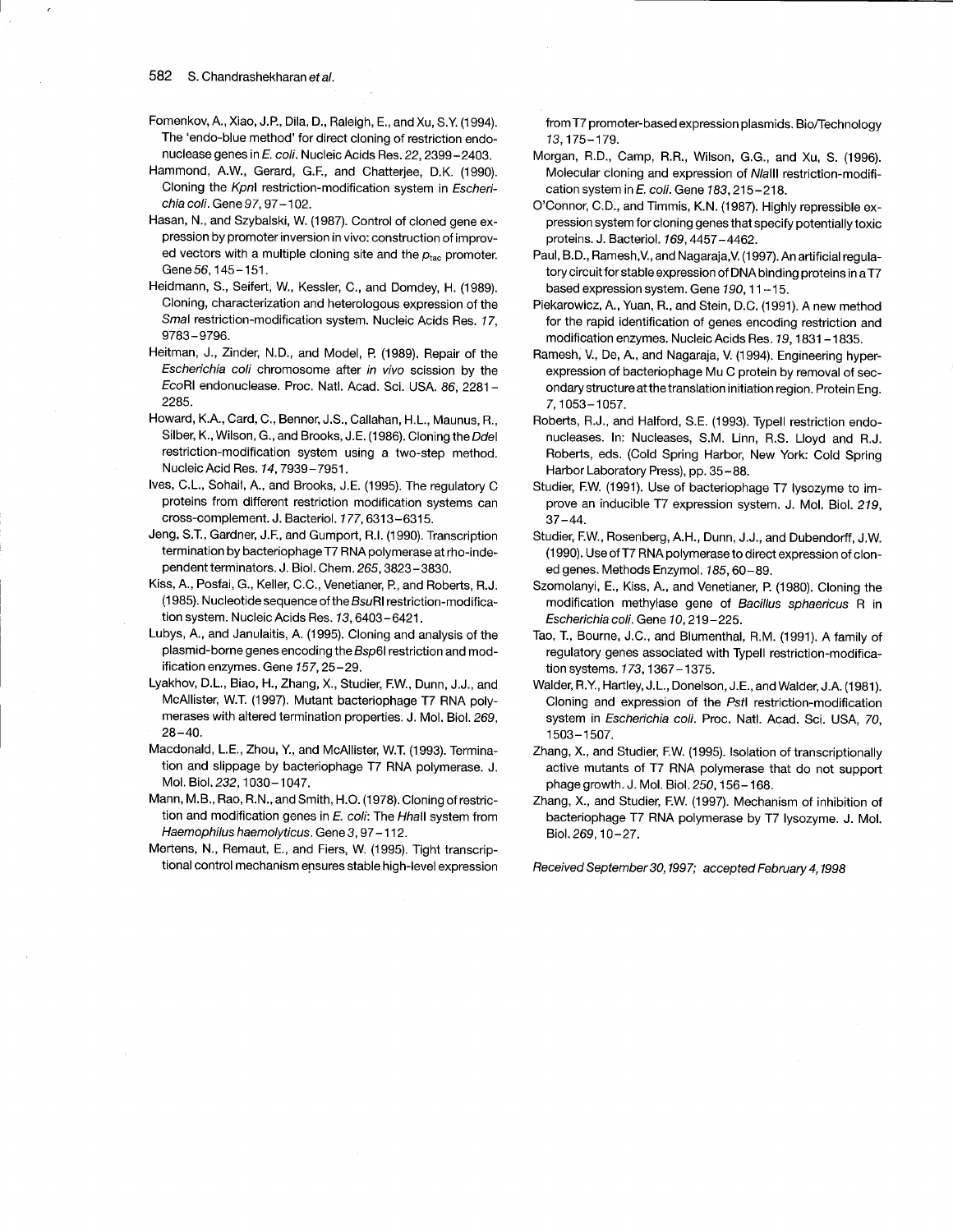Fomenkov, A., Xiao, J.P., Dila, D., Raleigh, E., and Xu, S.Y. (1994). The 'endo-blue method' for direct cloning of restriction endonuclease genes in *E. coli*. Nucleic Acids Res. *22*, 2399–2403.

Hammond, A.W., Gerard, G.F., and Chatterjee, D.K. (1990). Cloning the *KpnI* restriction-modification system in *Escherichia coli*. Gene *97*, 97–102.

Hasan, N., and Szybalski, W. (1987). Control of cloned gene expression by promoter inversion in vivo: construction of improved vectors with a multiple cloning site and the $p_{tac}$ promoter. Gene *56*, 145–151.

Heidmann, S., Seifert, W., Kessler, C., and Domdey, H. (1989). Cloning, characterization and heterologous expression of the *SmaI* restriction-modification system. Nucleic Acids Res. *17*, 9783–9796.

Heitman, J., Zinder, N.D., and Model, P. (1989). Repair of the *Escherichia coli* chromosome after *in vivo* scission by the *EcoRI* endonuclease. Proc. Natl. Acad. Sci. USA. *86*, 2281–2285.

Howard, K.A., Card, C., Benner, J.S., Callahan, H.L., Maunus, R., Silber, K., Wilson, G., and Brooks, J.E. (1986). Cloning the *DdeI* restriction-modification system using a two-step method. Nucleic Acid Res. *14*, 7939–7951.

Ives, C.L., Sohail, A., and Brooks, J.E. (1995). The regulatory C proteins from different restriction modification systems can cross-complement. J. Bacteriol. *177*, 6313–6315.

Jeng, S.T., Gardner, J.F., and Gumport, R.I. (1990). Transcription termination by bacteriophage T7 RNA polymerase at rho-independent terminators. J. Biol. Chem. *265*, 3823–3830.

Kiss, A., Posfai, G., Keller, C.C., Venetianer, P., and Roberts, R.J. (1985). Nucleotide sequence of the *BsuRI* restriction-modification system. Nucleic Acids Res. *13*, 6403–6421.

Lubys, A., and Janulaitis, A. (1995). Cloning and analysis of the plasmid-borne genes encoding the *Bsp6I* restriction and modification enzymes. Gene *157*, 25–29.

Lyakhov, D.L., Biao, H., Zhang, X., Studier, F.W., Dunn, J.J., and McAllister, W.T. (1997). Mutant bacteriophage T7 RNA polymerases with altered termination properties. J. Mol. Biol. *269*, 28–40.

Macdonald, L.E., Zhou, Y., and McAllister, W.T. (1993). Termination and slippage by bacteriophage T7 RNA polymerase. J. Mol. Biol. *232*, 1030–1047.

Mann, M.B., Rao, R.N., and Smith, H.O. (1978). Cloning of restriction and modification genes in *E. coli*: The *HhaII* system from *Haemophilus haemolyticus*. Gene *3*, 97–112.

Mertens, N., Remaut, E., and Fiers, W. (1995). Tight transcriptional control mechanism ensures stable high-level expression from T7 promoter-based expression plasmids. Bio/Technology *13*, 175–179.

Morgan, R.D., Camp, R.R., Wilson, G.G., and Xu, S. (1996). Molecular cloning and expression of *NlaIII* restriction-modification system in *E. coli*. Gene *183*, 215–218.

O'Connor, C.D., and Timmis, K.N. (1987). Highly repressible expression system for cloning genes that specify potentially toxic proteins. J. Bacteriol. *169*, 4457–4462.

Paul, B.D., Ramesh, V., and Nagaraja, V. (1997). An artificial regulatory circuit for stable expression of DNA binding proteins in a T7 based expression system. Gene *190*, 11–15.

Piekarowicz, A., Yuan, R., and Stein, D.C. (1991). A new method for the rapid identification of genes encoding restriction and modification enzymes. Nucleic Acids Res. *19*, 1831–1835.

Ramesh, V., De, A., and Nagaraja, V. (1994). Engineering hyperexpression of bacteriophage Mu C protein by removal of secondary structure at the translation initiation region. Protein Eng. *7*, 1053–1057.

Roberts, R.J., and Halford, S.E. (1993). TypeII restriction endonucleases. In: Nucleases, S.M. Linn, R.S. Lloyd and R.J. Roberts, eds. (Cold Spring Harbor, New York: Cold Spring Harbor Laboratory Press), pp. 35–88.

Studier, F.W. (1991). Use of bacteriophage T7 lysozyme to improve an inducible T7 expression system. J. Mol. Biol. *219*, 37–44.

Studier, F.W., Rosenberg, A.H., Dunn, J.J., and Dubendorff, J.W. (1990). Use of T7 RNA polymerase to direct expression of cloned genes. Methods Enzymol. *185*, 60–89.

Szomolanyi, E., Kiss, A., and Venetianer, P. (1980). Cloning the modification methylase gene of *Bacillus sphaericus* R in *Escherichia coli*. Gene *10*, 219–225.

Tao, T., Bourne, J.C., and Blumenthal, R.M. (1991). A family of regulatory genes associated with TypeII restriction-modification systems. *173*, 1367–1375.

Walder, R.Y., Hartley, J.L., Donelson, J.E., and Walder, J.A. (1981). Cloning and expression of the *PstI* restriction-modification system in *Escherichia coli*. Proc. Natl. Acad. Sci. USA, *70*, 1503–1507.

Zhang, X., and Studier, F.W. (1995). Isolation of transcriptionally active mutants of T7 RNA polymerase that do not support phage growth. J. Mol. Biol. *250*, 156–168.

Zhang, X., and Studier, F.W. (1997). Mechanism of inhibition of bacteriophage T7 RNA polymerase by T7 lysozyme. J. Mol. Biol. *269*, 10–27.

*Received September 30, 1997; accepted February 4, 1998*